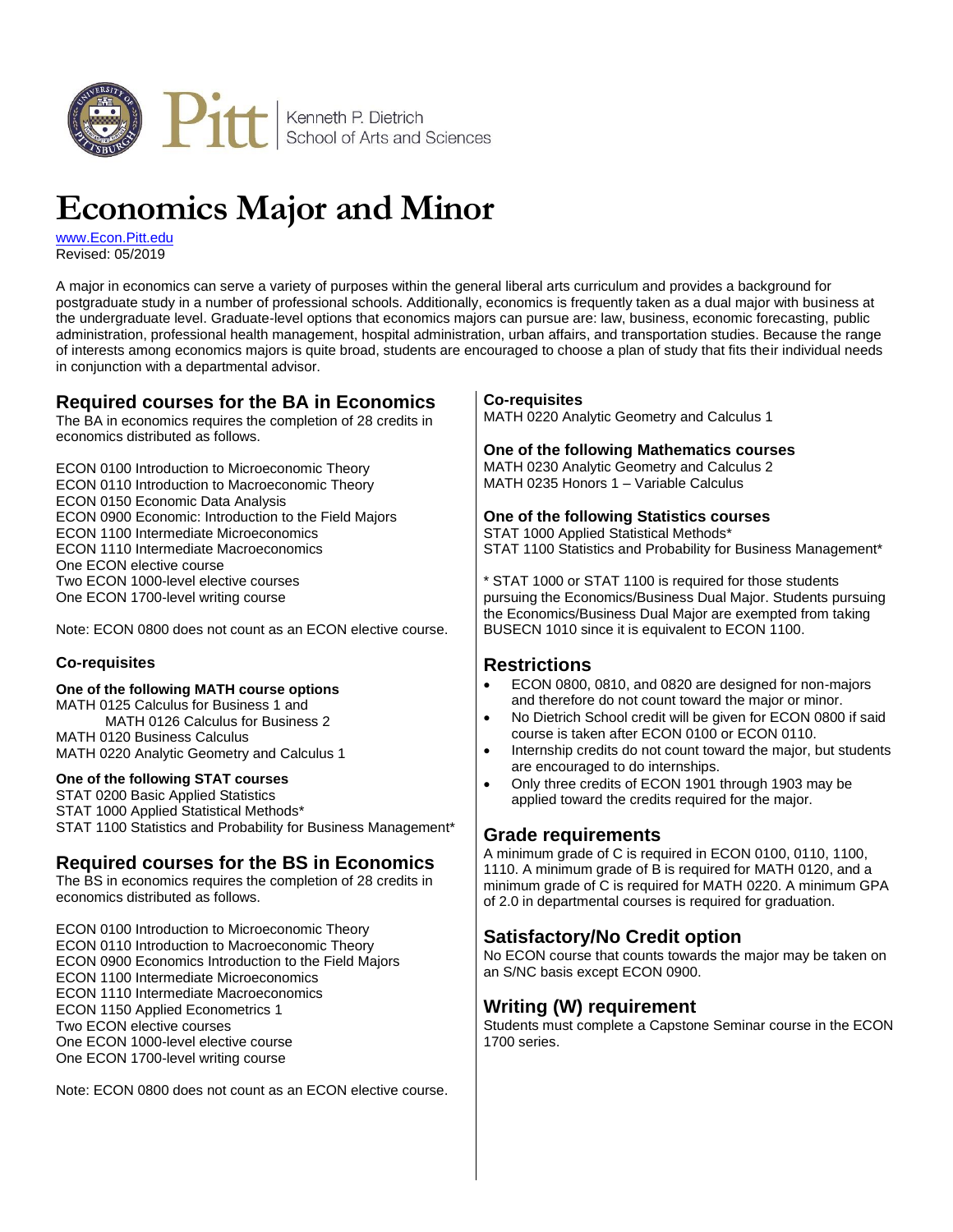Kenneth P. Dietrich School of Arts and Sciences

# Economics Major and Minor

www.Econ.Pitt.edu
Revised: 05/2019

A major in economics can serve a variety of purposes within the general liberal arts curriculum and provides a background for postgraduate study in a number of professional schools. Additionally, economics is frequently taken as a dual major with business at the undergraduate level. Graduate-level options that economics majors can pursue are: law, business, economic forecasting, public administration, professional health management, hospital administration, urban affairs, and transportation studies. Because the range of interests among economics majors is quite broad, students are encouraged to choose a plan of study that fits their individual needs in conjunction with a departmental advisor.

## Required courses for the BA in Economics

The BA in economics requires the completion of 28 credits in economics distributed as follows.

ECON 0100 Introduction to Microeconomic Theory
ECON 0110 Introduction to Macroeconomic Theory
ECON 0150 Economic Data Analysis
ECON 0900 Economic: Introduction to the Field Majors
ECON 1100 Intermediate Microeconomics
ECON 1110 Intermediate Macroeconomics
One ECON elective course
Two ECON 1000-level elective courses
One ECON 1700-level writing course

Note: ECON 0800 does not count as an ECON elective course.

### Co-requisites

**One of the following MATH course options**
MATH 0125 Calculus for Business 1 and
MATH 0126 Calculus for Business 2
MATH 0120 Business Calculus
MATH 0220 Analytic Geometry and Calculus 1

**One of the following STAT courses**
STAT 0200 Basic Applied Statistics
STAT 1000 Applied Statistical Methods*
STAT 1100 Statistics and Probability for Business Management*

## Required courses for the BS in Economics

The BS in economics requires the completion of 28 credits in economics distributed as follows.

ECON 0100 Introduction to Microeconomic Theory
ECON 0110 Introduction to Macroeconomic Theory
ECON 0900 Economics Introduction to the Field Majors
ECON 1100 Intermediate Microeconomics
ECON 1110 Intermediate Macroeconomics
ECON 1150 Applied Econometrics 1
Two ECON elective courses
One ECON 1000-level elective course
One ECON 1700-level writing course

Note: ECON 0800 does not count as an ECON elective course.

### Co-requisites

MATH 0220 Analytic Geometry and Calculus 1

**One of the following Mathematics courses**
MATH 0230 Analytic Geometry and Calculus 2
MATH 0235 Honors 1 – Variable Calculus

**One of the following Statistics courses**
STAT 1000 Applied Statistical Methods*
STAT 1100 Statistics and Probability for Business Management*

* STAT 1000 or STAT 1100 is required for those students pursuing the Economics/Business Dual Major. Students pursuing the Economics/Business Dual Major are exempted from taking BUSECN 1010 since it is equivalent to ECON 1100.

## Restrictions

- ECON 0800, 0810, and 0820 are designed for non-majors and therefore do not count toward the major or minor.
- No Dietrich School credit will be given for ECON 0800 if said course is taken after ECON 0100 or ECON 0110.
- Internship credits do not count toward the major, but students are encouraged to do internships.
- Only three credits of ECON 1901 through 1903 may be applied toward the credits required for the major.

## Grade requirements

A minimum grade of C is required in ECON 0100, 0110, 1100, 1110. A minimum grade of B is required for MATH 0120, and a minimum grade of C is required for MATH 0220. A minimum GPA of 2.0 in departmental courses is required for graduation.

## Satisfactory/No Credit option

No ECON course that counts towards the major may be taken on an S/NC basis except ECON 0900.

## Writing (W) requirement

Students must complete a Capstone Seminar course in the ECON 1700 series.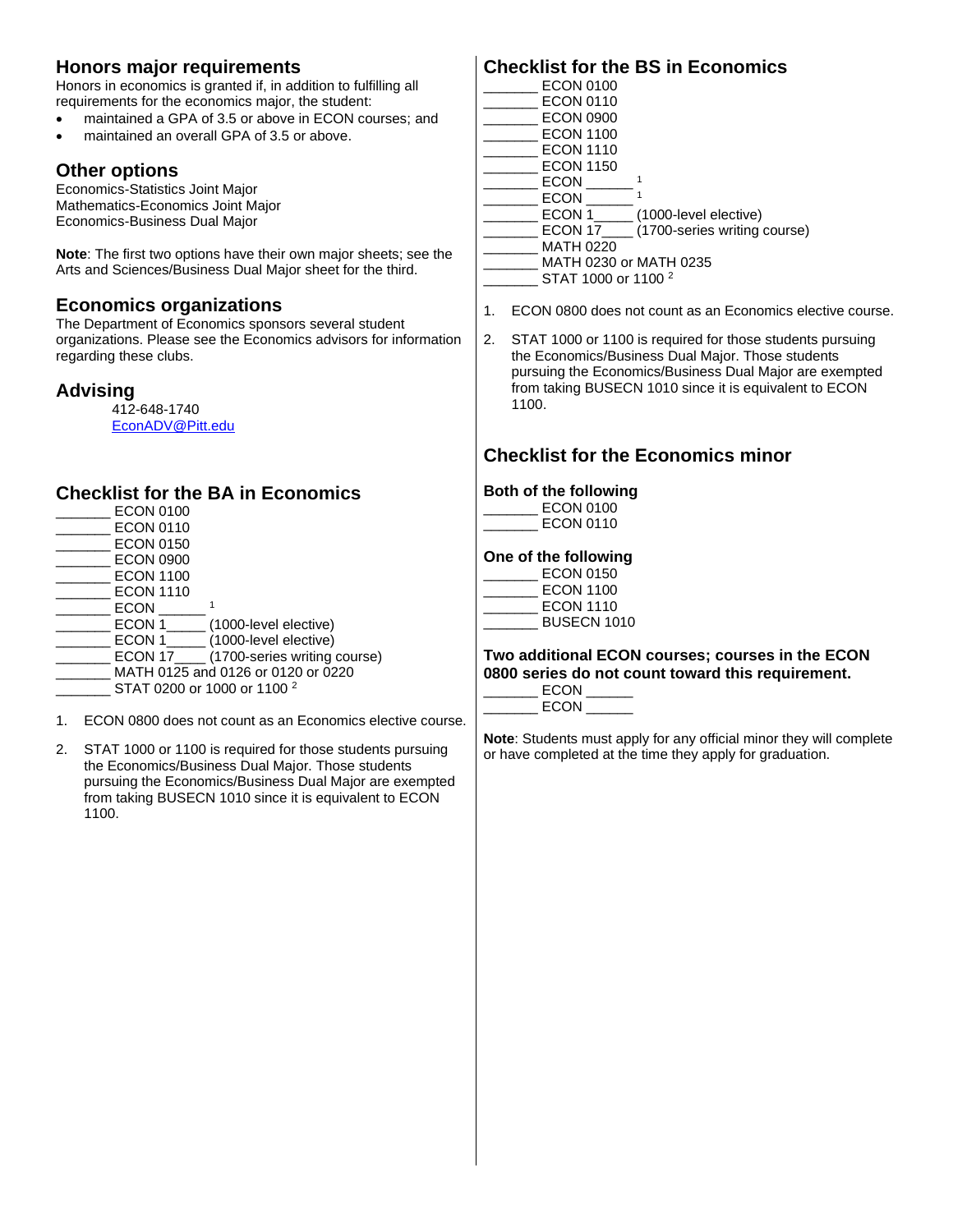## Honors major requirements

Honors in economics is granted if, in addition to fulfilling all requirements for the economics major, the student:

- maintained a GPA of 3.5 or above in ECON courses; and
- maintained an overall GPA of 3.5 or above.

## Other options

Economics-Statistics Joint Major
Mathematics-Economics Joint Major
Economics-Business Dual Major

**Note**: The first two options have their own major sheets; see the Arts and Sciences/Business Dual Major sheet for the third.

## Economics organizations

The Department of Economics sponsors several student organizations. Please see the Economics advisors for information regarding these clubs.

## Advising

412-648-1740
EconADV@Pitt.edu

## Checklist for the BA in Economics

_______ ECON 0100
_______ ECON 0110
_______ ECON 0150
_______ ECON 0900
_______ ECON 1100
_______ ECON 1110
_______ ECON ______ [1]
_______ ECON 1_____ (1000-level elective)
_______ ECON 1_____ (1000-level elective)
_______ ECON 17____ (1700-series writing course)
_______ MATH 0125 and 0126 or 0120 or 0220
_______ STAT 0200 or 1000 or 1100 [2]

1. ECON 0800 does not count as an Economics elective course.
2. STAT 1000 or 1100 is required for those students pursuing the Economics/Business Dual Major. Those students pursuing the Economics/Business Dual Major are exempted from taking BUSECN 1010 since it is equivalent to ECON 1100.

## Checklist for the BS in Economics

_______ ECON 0100
_______ ECON 0110
_______ ECON 0900
_______ ECON 1100
_______ ECON 1110
_______ ECON 1150
_______ ECON ______ [1]
_______ ECON ______ [1]
_______ ECON 1_____ (1000-level elective)
_______ ECON 17____ (1700-series writing course)
_______ MATH 0220
_______ MATH 0230 or MATH 0235
_______ STAT 1000 or 1100 [2]

1. ECON 0800 does not count as an Economics elective course.
2. STAT 1000 or 1100 is required for those students pursuing the Economics/Business Dual Major. Those students pursuing the Economics/Business Dual Major are exempted from taking BUSECN 1010 since it is equivalent to ECON 1100.

## Checklist for the Economics minor

### Both of the following

_______ ECON 0100
_______ ECON 0110

### One of the following

_______ ECON 0150
_______ ECON 1100
_______ ECON 1110
_______ BUSECN 1010

### Two additional ECON courses; courses in the ECON 0800 series do not count toward this requirement.

_______ ECON ______
_______ ECON ______

**Note**: Students must apply for any official minor they will complete or have completed at the time they apply for graduation.